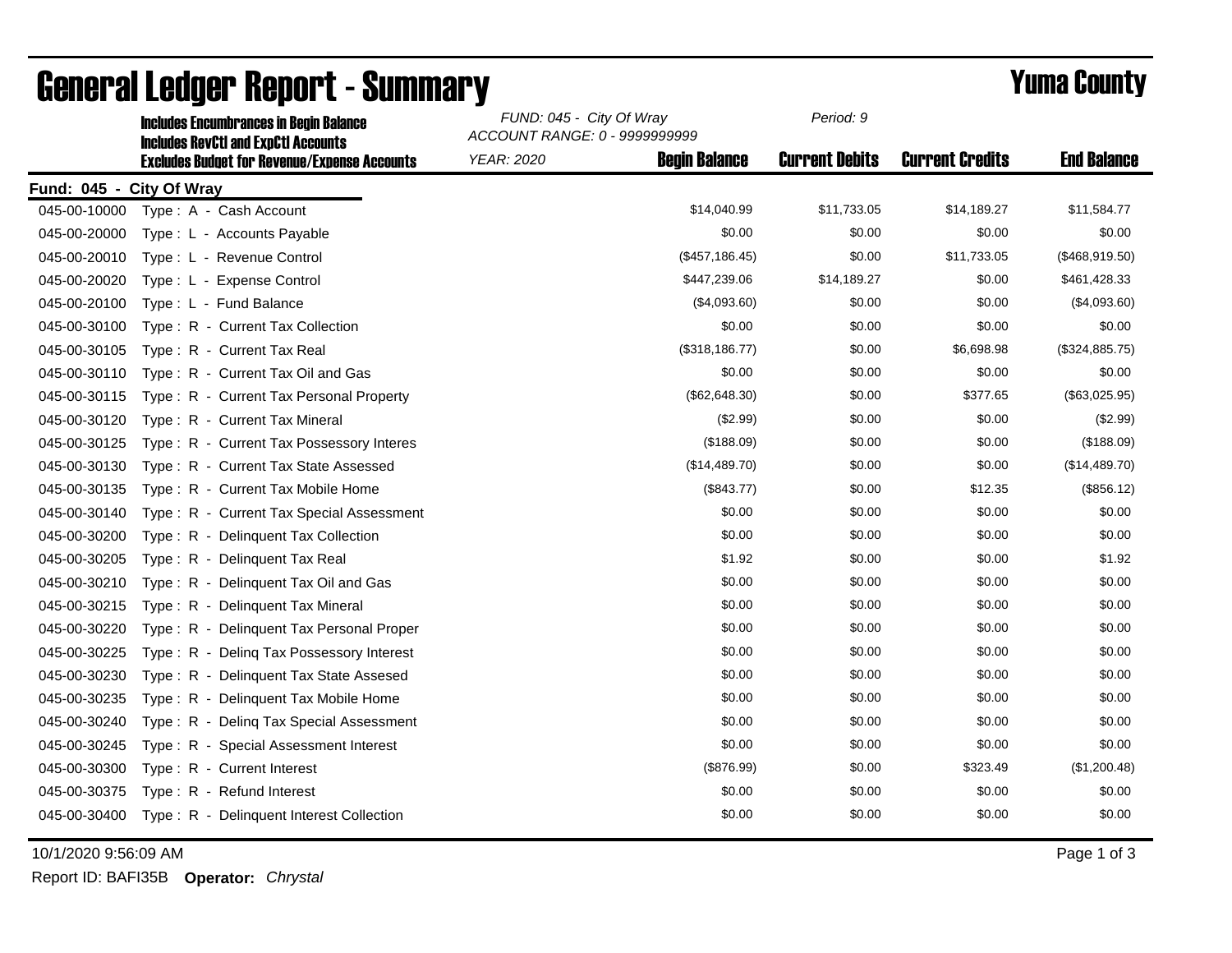# General Ledger Report - Summary

## Yuma County

**Includes Encumbrances in Begin Balance**
**Includes RevCtl and ExpCtl Accounts**
**Excludes Budget for Revenue/Expense Accounts**

*FUND: 045 - City Of Wray*
*ACCOUNT RANGE: 0 - 9999999999*
*YEAR: 2020*
*Period: 9*

**Fund: 045 - City Of Wray**

| Account | Description | Begin Balance | Current Debits | Current Credits | End Balance |
|---|---|---|---|---|---|
| 045-00-10000 | Type : A - Cash Account | $14,040.99 | $11,733.05 | $14,189.27 | $11,584.77 |
| 045-00-20000 | Type : L - Accounts Payable | $0.00 | $0.00 | $0.00 | $0.00 |
| 045-00-20010 | Type : L - Revenue Control | ($457,186.45) | $0.00 | $11,733.05 | ($468,919.50) |
| 045-00-20020 | Type : L - Expense Control | $447,239.06 | $14,189.27 | $0.00 | $461,428.33 |
| 045-00-20100 | Type : L - Fund Balance | ($4,093.60) | $0.00 | $0.00 | ($4,093.60) |
| 045-00-30100 | Type : R - Current Tax Collection | $0.00 | $0.00 | $0.00 | $0.00 |
| 045-00-30105 | Type : R - Current Tax Real | ($318,186.77) | $0.00 | $6,698.98 | ($324,885.75) |
| 045-00-30110 | Type : R - Current Tax Oil and Gas | $0.00 | $0.00 | $0.00 | $0.00 |
| 045-00-30115 | Type : R - Current Tax Personal Property | ($62,648.30) | $0.00 | $377.65 | ($63,025.95) |
| 045-00-30120 | Type : R - Current Tax Mineral | ($2.99) | $0.00 | $0.00 | ($2.99) |
| 045-00-30125 | Type : R - Current Tax Possessory Interes | ($188.09) | $0.00 | $0.00 | ($188.09) |
| 045-00-30130 | Type : R - Current Tax State Assessed | ($14,489.70) | $0.00 | $0.00 | ($14,489.70) |
| 045-00-30135 | Type : R - Current Tax Mobile Home | ($843.77) | $0.00 | $12.35 | ($856.12) |
| 045-00-30140 | Type : R - Current Tax Special Assessment | $0.00 | $0.00 | $0.00 | $0.00 |
| 045-00-30200 | Type : R - Delinquent Tax Collection | $0.00 | $0.00 | $0.00 | $0.00 |
| 045-00-30205 | Type : R - Delinquent Tax Real | $1.92 | $0.00 | $0.00 | $1.92 |
| 045-00-30210 | Type : R - Delinquent Tax Oil and Gas | $0.00 | $0.00 | $0.00 | $0.00 |
| 045-00-30215 | Type : R - Delinquent Tax Mineral | $0.00 | $0.00 | $0.00 | $0.00 |
| 045-00-30220 | Type : R - Delinquent Tax Personal Proper | $0.00 | $0.00 | $0.00 | $0.00 |
| 045-00-30225 | Type : R - Delinq Tax Possessory Interest | $0.00 | $0.00 | $0.00 | $0.00 |
| 045-00-30230 | Type : R - Delinquent Tax State Assesed | $0.00 | $0.00 | $0.00 | $0.00 |
| 045-00-30235 | Type : R - Delinquent Tax Mobile Home | $0.00 | $0.00 | $0.00 | $0.00 |
| 045-00-30240 | Type : R - Delinq Tax Special Assessment | $0.00 | $0.00 | $0.00 | $0.00 |
| 045-00-30245 | Type : R - Special Assessment Interest | $0.00 | $0.00 | $0.00 | $0.00 |
| 045-00-30300 | Type : R - Current Interest | ($876.99) | $0.00 | $323.49 | ($1,200.48) |
| 045-00-30375 | Type : R - Refund Interest | $0.00 | $0.00 | $0.00 | $0.00 |
| 045-00-30400 | Type : R - Delinquent Interest Collection | $0.00 | $0.00 | $0.00 | $0.00 |

10/1/2020 9:56:09 AM

Report ID: BAFI35B **Operator:** *Chrystal*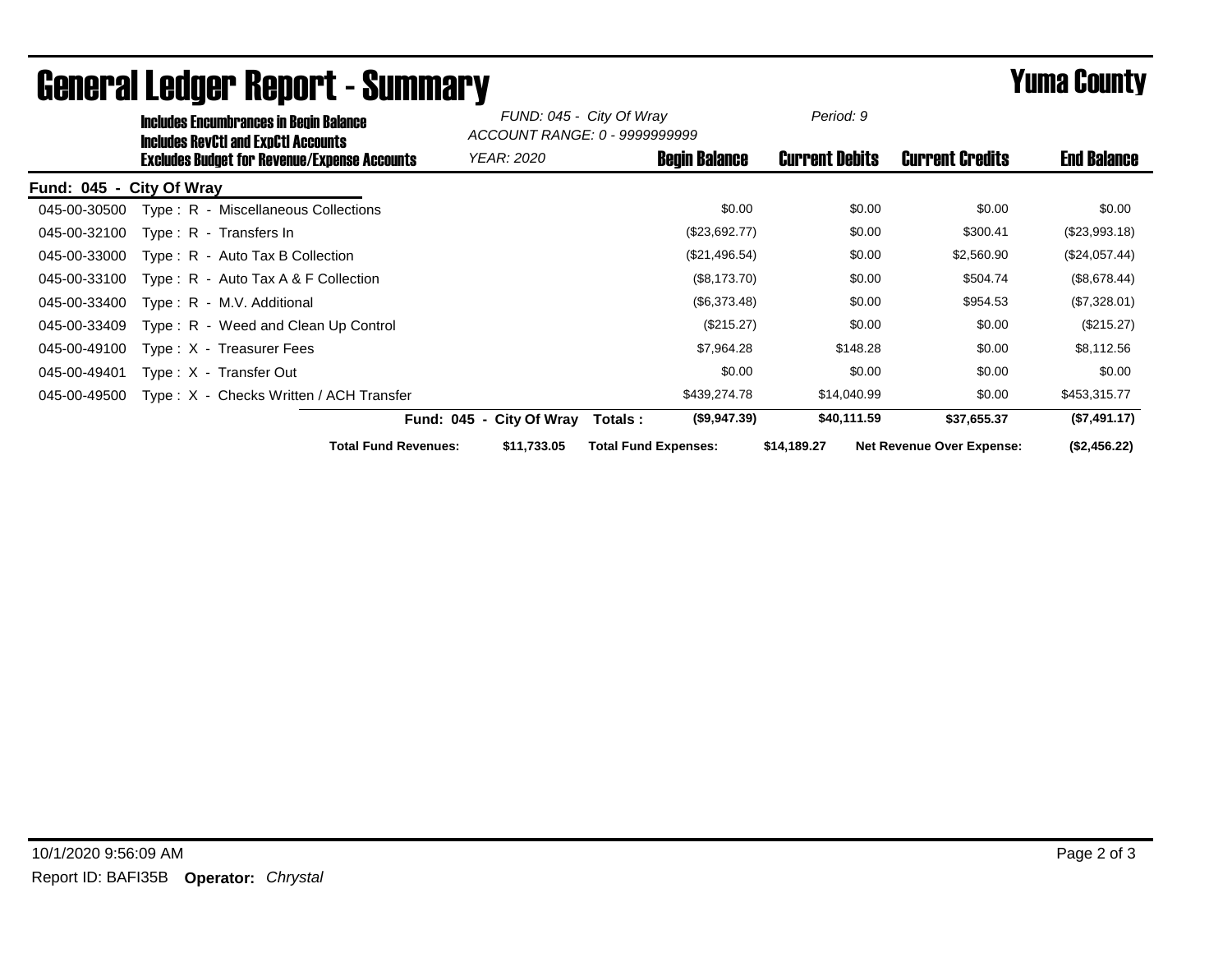# General Ledger Report - Summary

## Yuma County

**Includes Encumbrances in Begin Balance**
**Includes RevCtl and ExpCtl Accounts**
**Excludes Budget for Revenue/Expense Accounts**

*FUND: 045 - City Of Wray*
*ACCOUNT RANGE: 0 - 9999999999*
*YEAR: 2020*
*Period: 9*

**Fund: 045 - City Of Wray**

| Account | Description | Begin Balance | Current Debits | Current Credits | End Balance |
|---|---|---|---|---|---|
| 045-00-30500 | Type : R - Miscellaneous Collections | $0.00 | $0.00 | $0.00 | $0.00 |
| 045-00-32100 | Type : R - Transfers In | ($23,692.77) | $0.00 | $300.41 | ($23,993.18) |
| 045-00-33000 | Type : R - Auto Tax B Collection | ($21,496.54) | $0.00 | $2,560.90 | ($24,057.44) |
| 045-00-33100 | Type : R - Auto Tax A & F Collection | ($8,173.70) | $0.00 | $504.74 | ($8,678.44) |
| 045-00-33400 | Type : R - M.V. Additional | ($6,373.48) | $0.00 | $954.53 | ($7,328.01) |
| 045-00-33409 | Type : R - Weed and Clean Up Control | ($215.27) | $0.00 | $0.00 | ($215.27) |
| 045-00-49100 | Type : X - Treasurer Fees | $7,964.28 | $148.28 | $0.00 | $8,112.56 |
| 045-00-49401 | Type : X - Transfer Out | $0.00 | $0.00 | $0.00 | $0.00 |
| 045-00-49500 | Type : X - Checks Written / ACH Transfer | $439,274.78 | $14,040.99 | $0.00 | $453,315.77 |
| | **Fund: 045 - City Of Wray Totals :** | **($9,947.39)** | **$40,111.59** | **$37,655.37** | **($7,491.17)** |

**Total Fund Revenues:** $11,733.05 **Total Fund Expenses:** $14,189.27 **Net Revenue Over Expense:** ($2,456.22)

10/1/2020 9:56:09 AM

Report ID: BAFI35B **Operator:** *Chrystal*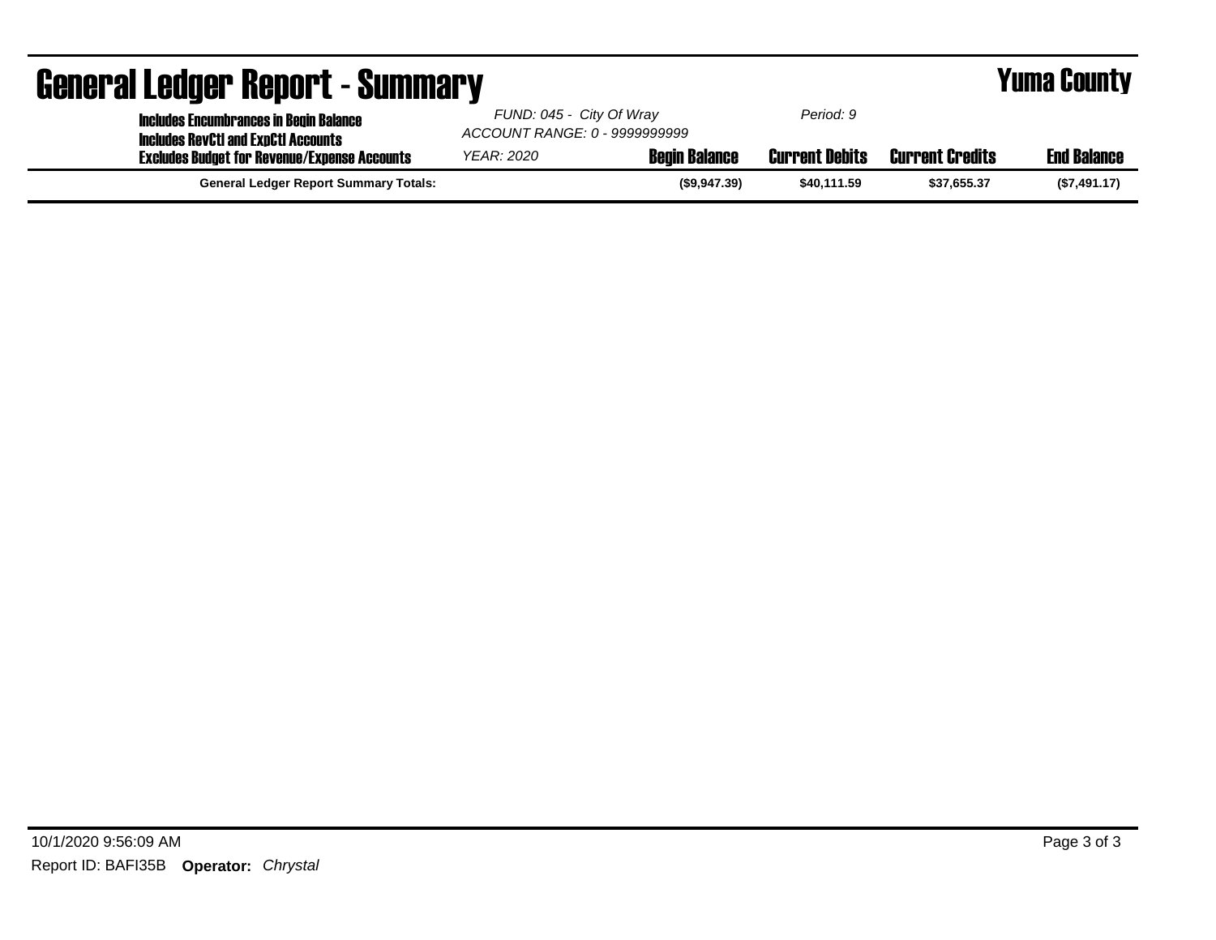# General Ledger Report - Summary

## Yuma County

**Includes Encumbrances in Begin Balance**
**Includes RevCtl and ExpCtl Accounts**
**Excludes Budget for Revenue/Expense Accounts**

*FUND: 045 - City Of Wray*
*ACCOUNT RANGE: 0 - 9999999999*
*YEAR: 2020*
*Period: 9*

| | Begin Balance | Current Debits | Current Credits | End Balance |
|---|---|---|---|---|
| **General Ledger Report Summary Totals:** | **($9,947.39)** | **$40,111.59** | **$37,655.37** | **($7,491.17)** |

10/1/2020 9:56:09 AM

Report ID: BAFI35B **Operator:** *Chrystal*